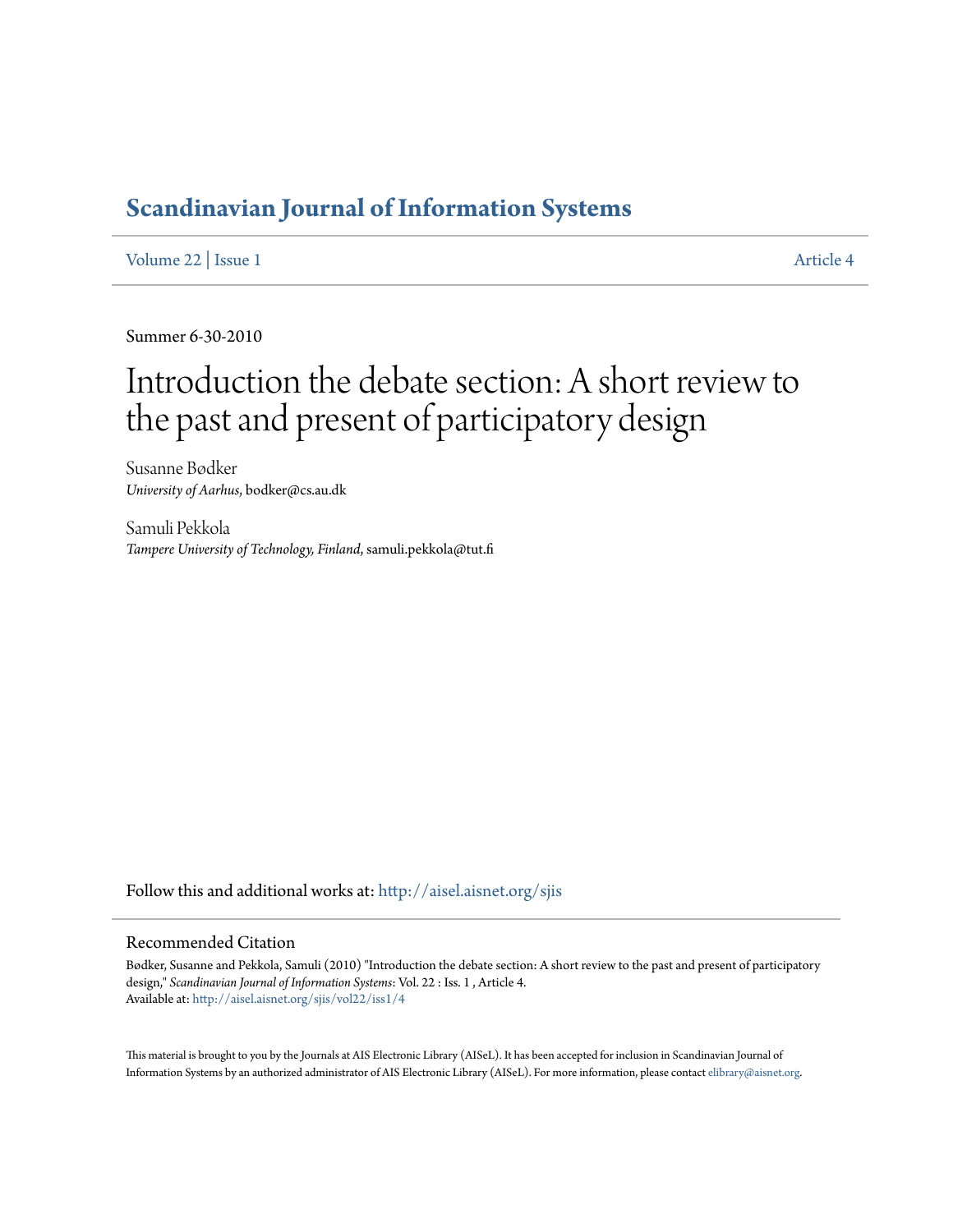# Scandinavian Journal of Information Systems

Volume 22 | Issue 1 Article 4

Summer 6-30-2010

# Introduction the debate section: A short review to the past and present of participatory design

Susanne Bødker
*University of Aarhus*, bodker@cs.au.dk

Samuli Pekkola
*Tampere University of Technology, Finland*, samuli.pekkola@tut.fi

Follow this and additional works at: http://aisel.aisnet.org/sjis

## Recommended Citation

Bødker, Susanne and Pekkola, Samuli (2010) "Introduction the debate section: A short review to the past and present of participatory design," *Scandinavian Journal of Information Systems*: Vol. 22 : Iss. 1 , Article 4.
Available at: http://aisel.aisnet.org/sjis/vol22/iss1/4

This material is brought to you by the Journals at AIS Electronic Library (AISeL). It has been accepted for inclusion in Scandinavian Journal of Information Systems by an authorized administrator of AIS Electronic Library (AISeL). For more information, please contact elibrary@aisnet.org.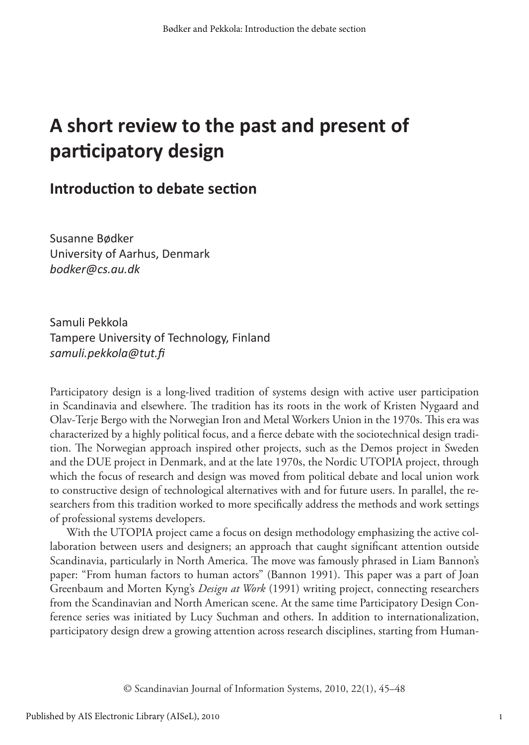# A short review to the past and present of participatory design

## Introduction to debate section

Susanne Bødker
University of Aarhus, Denmark
*bodker@cs.au.dk*

Samuli Pekkola
Tampere University of Technology, Finland
*samuli.pekkola@tut.fi*

Participatory design is a long-lived tradition of systems design with active user participation in Scandinavia and elsewhere. The tradition has its roots in the work of Kristen Nygaard and Olav-Terje Bergo with the Norwegian Iron and Metal Workers Union in the 1970s. This era was characterized by a highly political focus, and a fierce debate with the sociotechnical design tradition. The Norwegian approach inspired other projects, such as the Demos project in Sweden and the DUE project in Denmark, and at the late 1970s, the Nordic UTOPIA project, through which the focus of research and design was moved from political debate and local union work to constructive design of technological alternatives with and for future users. In parallel, the researchers from this tradition worked to more specifically address the methods and work settings of professional systems developers.

With the UTOPIA project came a focus on design methodology emphasizing the active collaboration between users and designers; an approach that caught significant attention outside Scandinavia, particularly in North America. The move was famously phrased in Liam Bannon's paper: "From human factors to human actors" (Bannon 1991). This paper was a part of Joan Greenbaum and Morten Kyng's *Design at Work* (1991) writing project, connecting researchers from the Scandinavian and North American scene. At the same time Participatory Design Conference series was initiated by Lucy Suchman and others. In addition to internationalization, participatory design drew a growing attention across research disciplines, starting from Human-

© Scandinavian Journal of Information Systems, 2010, 22(1), 45–48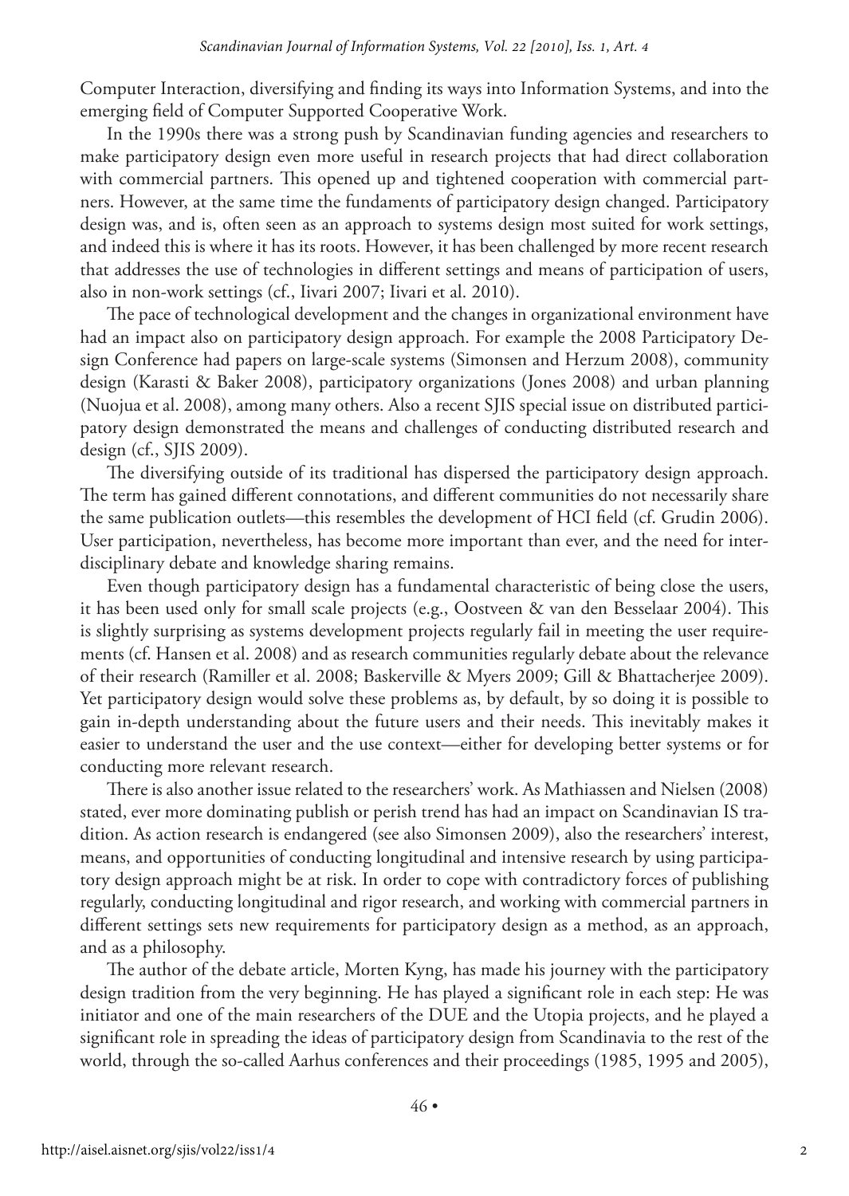Computer Interaction, diversifying and finding its ways into Information Systems, and into the emerging field of Computer Supported Cooperative Work.

In the 1990s there was a strong push by Scandinavian funding agencies and researchers to make participatory design even more useful in research projects that had direct collaboration with commercial partners. This opened up and tightened cooperation with commercial partners. However, at the same time the fundaments of participatory design changed. Participatory design was, and is, often seen as an approach to systems design most suited for work settings, and indeed this is where it has its roots. However, it has been challenged by more recent research that addresses the use of technologies in different settings and means of participation of users, also in non-work settings (cf., Iivari 2007; Iivari et al. 2010).

The pace of technological development and the changes in organizational environment have had an impact also on participatory design approach. For example the 2008 Participatory Design Conference had papers on large-scale systems (Simonsen and Herzum 2008), community design (Karasti & Baker 2008), participatory organizations (Jones 2008) and urban planning (Nuojua et al. 2008), among many others. Also a recent SJIS special issue on distributed participatory design demonstrated the means and challenges of conducting distributed research and design (cf., SJIS 2009).

The diversifying outside of its traditional has dispersed the participatory design approach. The term has gained different connotations, and different communities do not necessarily share the same publication outlets—this resembles the development of HCI field (cf. Grudin 2006). User participation, nevertheless, has become more important than ever, and the need for interdisciplinary debate and knowledge sharing remains.

Even though participatory design has a fundamental characteristic of being close the users, it has been used only for small scale projects (e.g., Oostveen & van den Besselaar 2004). This is slightly surprising as systems development projects regularly fail in meeting the user requirements (cf. Hansen et al. 2008) and as research communities regularly debate about the relevance of their research (Ramiller et al. 2008; Baskerville & Myers 2009; Gill & Bhattacherjee 2009). Yet participatory design would solve these problems as, by default, by so doing it is possible to gain in-depth understanding about the future users and their needs. This inevitably makes it easier to understand the user and the use context—either for developing better systems or for conducting more relevant research.

There is also another issue related to the researchers' work. As Mathiassen and Nielsen (2008) stated, ever more dominating publish or perish trend has had an impact on Scandinavian IS tradition. As action research is endangered (see also Simonsen 2009), also the researchers' interest, means, and opportunities of conducting longitudinal and intensive research by using participatory design approach might be at risk. In order to cope with contradictory forces of publishing regularly, conducting longitudinal and rigor research, and working with commercial partners in different settings sets new requirements for participatory design as a method, as an approach, and as a philosophy.

The author of the debate article, Morten Kyng, has made his journey with the participatory design tradition from the very beginning. He has played a significant role in each step: He was initiator and one of the main researchers of the DUE and the Utopia projects, and he played a significant role in spreading the ideas of participatory design from Scandinavia to the rest of the world, through the so-called Aarhus conferences and their proceedings (1985, 1995 and 2005),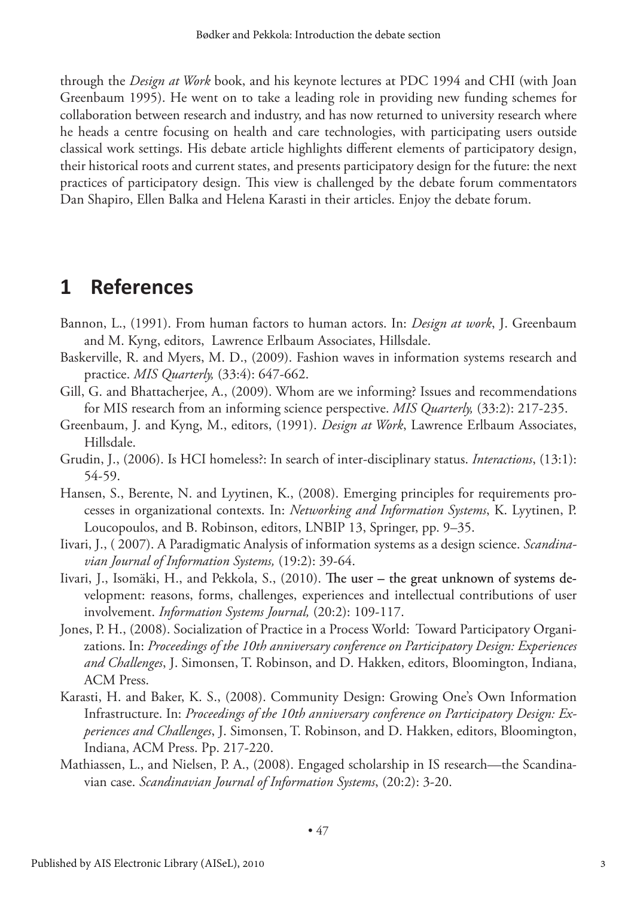through the *Design at Work* book, and his keynote lectures at PDC 1994 and CHI (with Joan Greenbaum 1995). He went on to take a leading role in providing new funding schemes for collaboration between research and industry, and has now returned to university research where he heads a centre focusing on health and care technologies, with participating users outside classical work settings. His debate article highlights different elements of participatory design, their historical roots and current states, and presents participatory design for the future: the next practices of participatory design. This view is challenged by the debate forum commentators Dan Shapiro, Ellen Balka and Helena Karasti in their articles. Enjoy the debate forum.

# 1 References

Bannon, L., (1991). From human factors to human actors. In: *Design at work*, J. Greenbaum and M. Kyng, editors, Lawrence Erlbaum Associates, Hillsdale.

Baskerville, R. and Myers, M. D., (2009). Fashion waves in information systems research and practice. *MIS Quarterly,* (33:4): 647-662.

Gill, G. and Bhattacherjee, A., (2009). Whom are we informing? Issues and recommendations for MIS research from an informing science perspective. *MIS Quarterly,* (33:2): 217-235.

Greenbaum, J. and Kyng, M., editors, (1991). *Design at Work*, Lawrence Erlbaum Associates, Hillsdale.

Grudin, J., (2006). Is HCI homeless?: In search of inter-disciplinary status. *Interactions*, (13:1): 54-59.

Hansen, S., Berente, N. and Lyytinen, K., (2008). Emerging principles for requirements processes in organizational contexts. In: *Networking and Information Systems*, K. Lyytinen, P. Loucopoulos, and B. Robinson, editors, LNBIP 13, Springer, pp. 9–35.

Iivari, J., ( 2007). A Paradigmatic Analysis of information systems as a design science. *Scandinavian Journal of Information Systems,* (19:2): 39-64.

Iivari, J., Isomäki, H., and Pekkola, S., (2010). The user – the great unknown of systems development: reasons, forms, challenges, experiences and intellectual contributions of user involvement. *Information Systems Journal,* (20:2): 109-117.

Jones, P. H., (2008). Socialization of Practice in a Process World: Toward Participatory Organizations. In: *Proceedings of the 10th anniversary conference on Participatory Design: Experiences and Challenges*, J. Simonsen, T. Robinson, and D. Hakken, editors, Bloomington, Indiana, ACM Press.

Karasti, H. and Baker, K. S., (2008). Community Design: Growing One's Own Information Infrastructure. In: *Proceedings of the 10th anniversary conference on Participatory Design: Experiences and Challenges*, J. Simonsen, T. Robinson, and D. Hakken, editors, Bloomington, Indiana, ACM Press. Pp. 217-220.

Mathiassen, L., and Nielsen, P. A., (2008). Engaged scholarship in IS research—the Scandinavian case. *Scandinavian Journal of Information Systems*, (20:2): 3-20.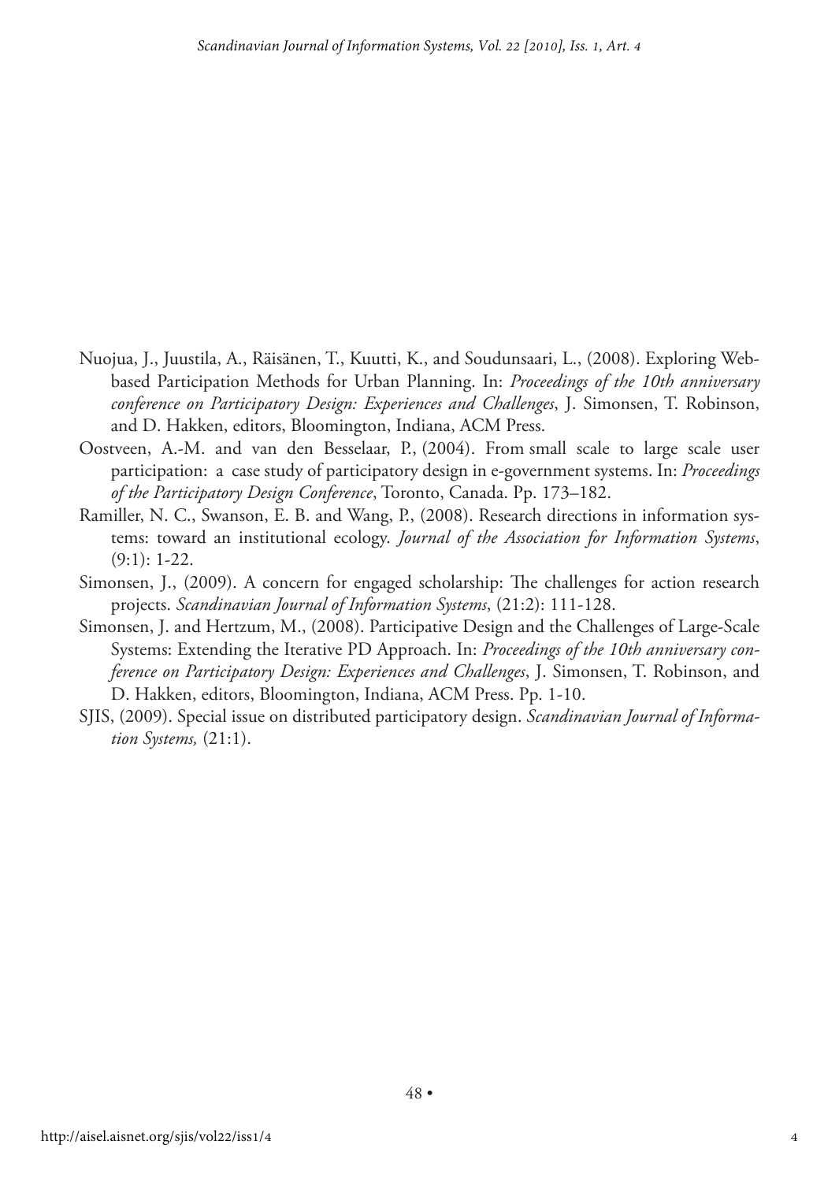Nuojua, J., Juustila, A., Räisänen, T., Kuutti, K., and Soudunsaari, L., (2008). Exploring Web-based Participation Methods for Urban Planning. In: *Proceedings of the 10th anniversary conference on Participatory Design: Experiences and Challenges*, J. Simonsen, T. Robinson, and D. Hakken, editors, Bloomington, Indiana, ACM Press.

Oostveen, A.-M. and van den Besselaar, P., (2004). From small scale to large scale user participation: a case study of participatory design in e-government systems. In: *Proceedings of the Participatory Design Conference*, Toronto, Canada. Pp. 173–182.

Ramiller, N. C., Swanson, E. B. and Wang, P., (2008). Research directions in information systems: toward an institutional ecology. *Journal of the Association for Information Systems*, (9:1): 1-22.

Simonsen, J., (2009). A concern for engaged scholarship: The challenges for action research projects. *Scandinavian Journal of Information Systems*, (21:2): 111-128.

Simonsen, J. and Hertzum, M., (2008). Participative Design and the Challenges of Large-Scale Systems: Extending the Iterative PD Approach. In: *Proceedings of the 10th anniversary conference on Participatory Design: Experiences and Challenges*, J. Simonsen, T. Robinson, and D. Hakken, editors, Bloomington, Indiana, ACM Press. Pp. 1-10.

SJIS, (2009). Special issue on distributed participatory design. *Scandinavian Journal of Information Systems,* (21:1).